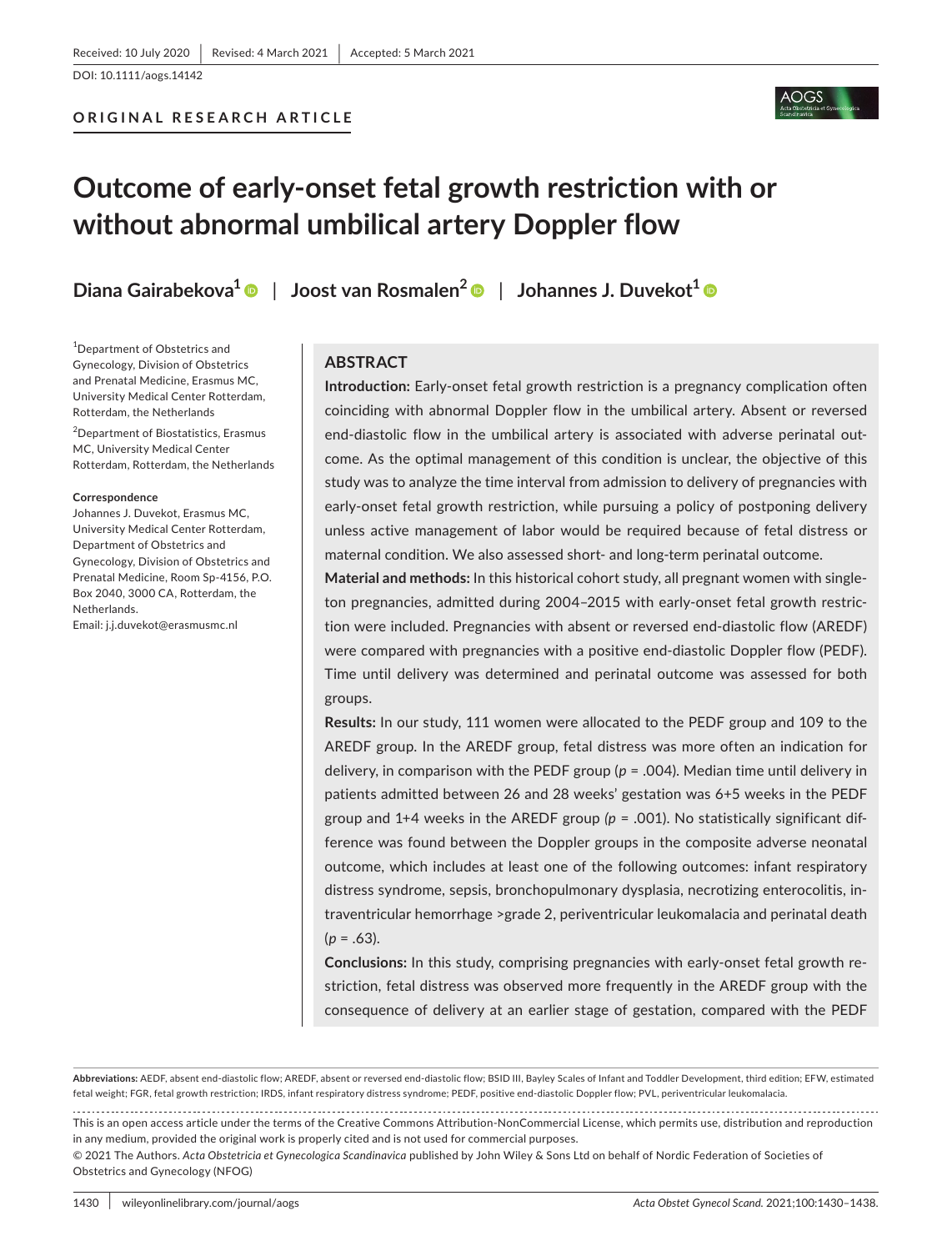Received: 10 July 2020 | Revised: 4 March 2021 | Accepted: 5 March 2021

DOI: 10.1111/aogs.14142

**ORIGINAL RESEARCH ARTICLE**

# Outcome of early-onset fetal growth restriction with or without abnormal umbilical artery Doppler flow

**Diana Gairabekova[1] | Joost van Rosmalen[2] | Johannes J. Duvekot[1]**

[1]Department of Obstetrics and Gynecology, Division of Obstetrics and Prenatal Medicine, Erasmus MC, University Medical Center Rotterdam, Rotterdam, the Netherlands

[2]Department of Biostatistics, Erasmus MC, University Medical Center Rotterdam, Rotterdam, the Netherlands

**Correspondence**
Johannes J. Duvekot, Erasmus MC, University Medical Center Rotterdam, Department of Obstetrics and Gynecology, Division of Obstetrics and Prenatal Medicine, Room Sp-4156, P.O. Box 2040, 3000 CA, Rotterdam, the Netherlands.
Email: j.j.duvekot@erasmusmc.nl

## ABSTRACT

**Introduction:** Early-onset fetal growth restriction is a pregnancy complication often coinciding with abnormal Doppler flow in the umbilical artery. Absent or reversed end-diastolic flow in the umbilical artery is associated with adverse perinatal outcome. As the optimal management of this condition is unclear, the objective of this study was to analyze the time interval from admission to delivery of pregnancies with early-onset fetal growth restriction, while pursuing a policy of postponing delivery unless active management of labor would be required because of fetal distress or maternal condition. We also assessed short- and long-term perinatal outcome.

**Material and methods:** In this historical cohort study, all pregnant women with singleton pregnancies, admitted during 2004–2015 with early-onset fetal growth restriction were included. Pregnancies with absent or reversed end-diastolic flow (AREDF) were compared with pregnancies with a positive end-diastolic Doppler flow (PEDF). Time until delivery was determined and perinatal outcome was assessed for both groups.

**Results:** In our study, 111 women were allocated to the PEDF group and 109 to the AREDF group. In the AREDF group, fetal distress was more often an indication for delivery, in comparison with the PEDF group ($p = .004$). Median time until delivery in patients admitted between 26 and 28 weeks' gestation was 6+5 weeks in the PEDF group and 1+4 weeks in the AREDF group ($p = .001$). No statistically significant difference was found between the Doppler groups in the composite adverse neonatal outcome, which includes at least one of the following outcomes: infant respiratory distress syndrome, sepsis, bronchopulmonary dysplasia, necrotizing enterocolitis, intraventricular hemorrhage >grade 2, periventricular leukomalacia and perinatal death ($p = .63$).

**Conclusions:** In this study, comprising pregnancies with early-onset fetal growth restriction, fetal distress was observed more frequently in the AREDF group with the consequence of delivery at an earlier stage of gestation, compared with the PEDF

**Abbreviations:** AEDF, absent end-diastolic flow; AREDF, absent or reversed end-diastolic flow; BSID III, Bayley Scales of Infant and Toddler Development, third edition; EFW, estimated fetal weight; FGR, fetal growth restriction; IRDS, infant respiratory distress syndrome; PEDF, positive end-diastolic Doppler flow; PVL, periventricular leukomalacia.

This is an open access article under the terms of the Creative Commons Attribution-NonCommercial License, which permits use, distribution and reproduction in any medium, provided the original work is properly cited and is not used for commercial purposes.
© 2021 The Authors. *Acta Obstetricia et Gynecologica Scandinavica* published by John Wiley & Sons Ltd on behalf of Nordic Federation of Societies of Obstetrics and Gynecology (NFOG)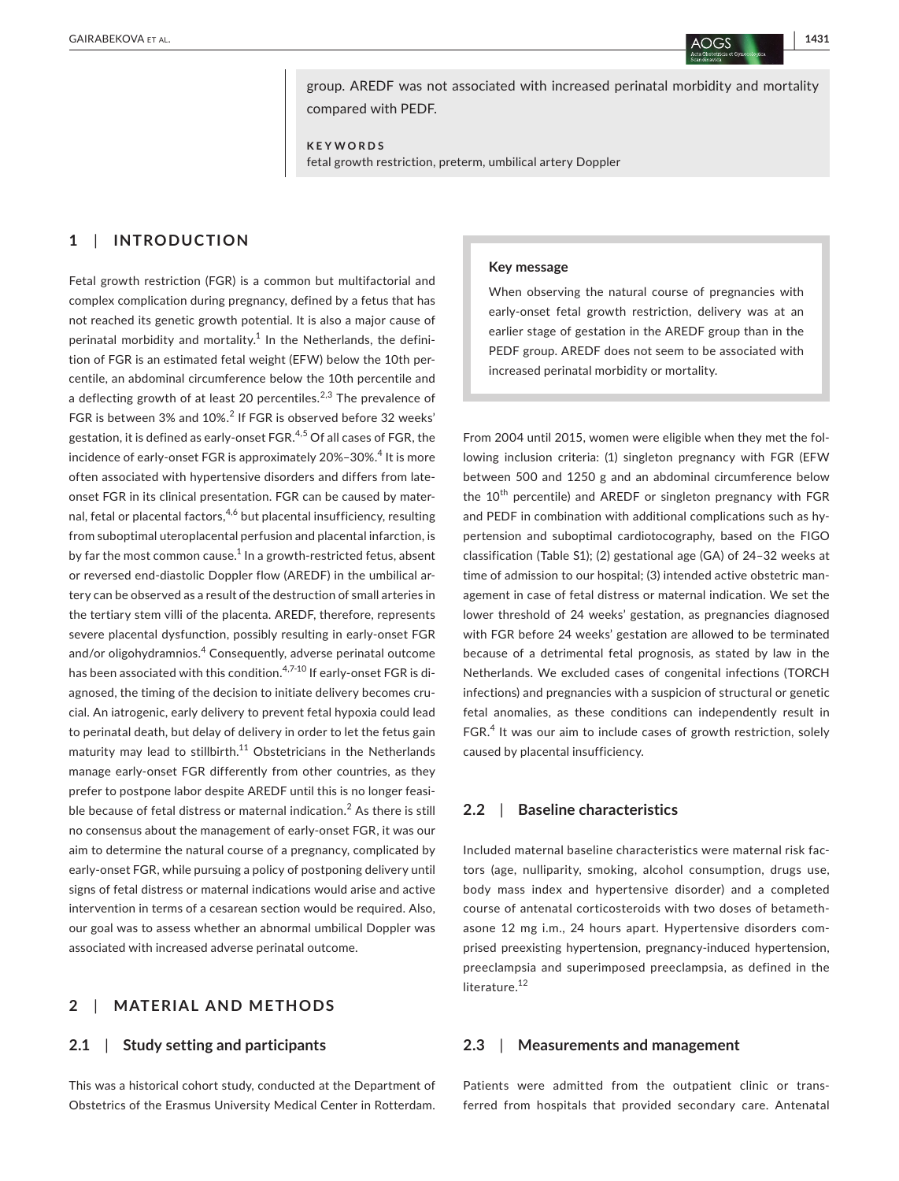group. AREDF was not associated with increased perinatal morbidity and mortality compared with PEDF.

**KEYWORDS**

fetal growth restriction, preterm, umbilical artery Doppler

## 1 | INTRODUCTION

Fetal growth restriction (FGR) is a common but multifactorial and complex complication during pregnancy, defined by a fetus that has not reached its genetic growth potential. It is also a major cause of perinatal morbidity and mortality.[1] In the Netherlands, the definition of FGR is an estimated fetal weight (EFW) below the 10th percentile, an abdominal circumference below the 10th percentile and a deflecting growth of at least 20 percentiles.[2,3] The prevalence of FGR is between 3% and 10%.[2] If FGR is observed before 32 weeks' gestation, it is defined as early-onset FGR.[4,5] Of all cases of FGR, the incidence of early-onset FGR is approximately 20%–30%.[4] It is more often associated with hypertensive disorders and differs from late-onset FGR in its clinical presentation. FGR can be caused by maternal, fetal or placental factors,[4,6] but placental insufficiency, resulting from suboptimal uteroplacental perfusion and placental infarction, is by far the most common cause.[1] In a growth-restricted fetus, absent or reversed end-diastolic Doppler flow (AREDF) in the umbilical artery can be observed as a result of the destruction of small arteries in the tertiary stem villi of the placenta. AREDF, therefore, represents severe placental dysfunction, possibly resulting in early-onset FGR and/or oligohydramnios.[4] Consequently, adverse perinatal outcome has been associated with this condition.[4,7-10] If early-onset FGR is diagnosed, the timing of the decision to initiate delivery becomes crucial. An iatrogenic, early delivery to prevent fetal hypoxia could lead to perinatal death, but delay of delivery in order to let the fetus gain maturity may lead to stillbirth.[11] Obstetricians in the Netherlands manage early-onset FGR differently from other countries, as they prefer to postpone labor despite AREDF until this is no longer feasible because of fetal distress or maternal indication.[2] As there is still no consensus about the management of early-onset FGR, it was our aim to determine the natural course of a pregnancy, complicated by early-onset FGR, while pursuing a policy of postponing delivery until signs of fetal distress or maternal indications would arise and active intervention in terms of a cesarean section would be required. Also, our goal was to assess whether an abnormal umbilical Doppler was associated with increased adverse perinatal outcome.

> **Key message**
>
> When observing the natural course of pregnancies with early-onset fetal growth restriction, delivery was at an earlier stage of gestation in the AREDF group than in the PEDF group. AREDF does not seem to be associated with increased perinatal morbidity or mortality.

## 2 | MATERIAL AND METHODS

### 2.1 | Study setting and participants

This was a historical cohort study, conducted at the Department of Obstetrics of the Erasmus University Medical Center in Rotterdam. From 2004 until 2015, women were eligible when they met the following inclusion criteria: (1) singleton pregnancy with FGR (EFW between 500 and 1250 g and an abdominal circumference below the 10[th] percentile) and AREDF or singleton pregnancy with FGR and PEDF in combination with additional complications such as hypertension and suboptimal cardiotocography, based on the FIGO classification (Table S1); (2) gestational age (GA) of 24–32 weeks at time of admission to our hospital; (3) intended active obstetric management in case of fetal distress or maternal indication. We set the lower threshold of 24 weeks' gestation, as pregnancies diagnosed with FGR before 24 weeks' gestation are allowed to be terminated because of a detrimental fetal prognosis, as stated by law in the Netherlands. We excluded cases of congenital infections (TORCH infections) and pregnancies with a suspicion of structural or genetic fetal anomalies, as these conditions can independently result in FGR.[4] It was our aim to include cases of growth restriction, solely caused by placental insufficiency.

### 2.2 | Baseline characteristics

Included maternal baseline characteristics were maternal risk factors (age, nulliparity, smoking, alcohol consumption, drugs use, body mass index and hypertensive disorder) and a completed course of antenatal corticosteroids with two doses of betamethasone 12 mg i.m., 24 hours apart. Hypertensive disorders comprised preexisting hypertension, pregnancy-induced hypertension, preeclampsia and superimposed preeclampsia, as defined in the literature.[12]

### 2.3 | Measurements and management

Patients were admitted from the outpatient clinic or transferred from hospitals that provided secondary care. Antenatal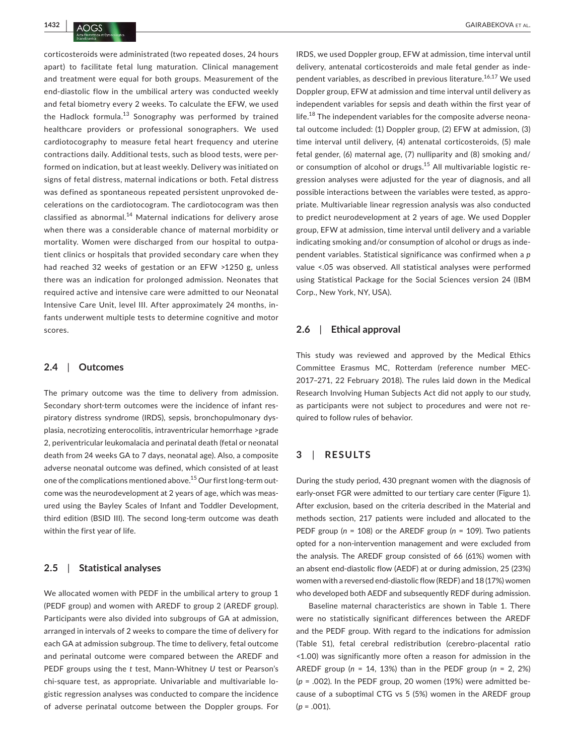corticosteroids were administrated (two repeated doses, 24 hours apart) to facilitate fetal lung maturation. Clinical management and treatment were equal for both groups. Measurement of the end-diastolic flow in the umbilical artery was conducted weekly and fetal biometry every 2 weeks. To calculate the EFW, we used the Hadlock formula.[13] Sonography was performed by trained healthcare providers or professional sonographers. We used cardiotocography to measure fetal heart frequency and uterine contractions daily. Additional tests, such as blood tests, were performed on indication, but at least weekly. Delivery was initiated on signs of fetal distress, maternal indications or both. Fetal distress was defined as spontaneous repeated persistent unprovoked decelerations on the cardiotocogram. The cardiotocogram was then classified as abnormal.[14] Maternal indications for delivery arose when there was a considerable chance of maternal morbidity or mortality. Women were discharged from our hospital to outpatient clinics or hospitals that provided secondary care when they had reached 32 weeks of gestation or an EFW >1250 g, unless there was an indication for prolonged admission. Neonates that required active and intensive care were admitted to our Neonatal Intensive Care Unit, level III. After approximately 24 months, infants underwent multiple tests to determine cognitive and motor scores.

### 2.4 | Outcomes

The primary outcome was the time to delivery from admission. Secondary short-term outcomes were the incidence of infant respiratory distress syndrome (IRDS), sepsis, bronchopulmonary dysplasia, necrotizing enterocolitis, intraventricular hemorrhage >grade 2, periventricular leukomalacia and perinatal death (fetal or neonatal death from 24 weeks GA to 7 days, neonatal age). Also, a composite adverse neonatal outcome was defined, which consisted of at least one of the complications mentioned above.[15] Our first long-term outcome was the neurodevelopment at 2 years of age, which was measured using the Bayley Scales of Infant and Toddler Development, third edition (BSID III). The second long-term outcome was death within the first year of life.

### 2.5 | Statistical analyses

We allocated women with PEDF in the umbilical artery to group 1 (PEDF group) and women with AREDF to group 2 (AREDF group). Participants were also divided into subgroups of GA at admission, arranged in intervals of 2 weeks to compare the time of delivery for each GA at admission subgroup. The time to delivery, fetal outcome and perinatal outcome were compared between the AREDF and PEDF groups using the *t* test, Mann-Whitney *U* test or Pearson's chi-square test, as appropriate. Univariable and multivariable logistic regression analyses was conducted to compare the incidence of adverse perinatal outcome between the Doppler groups. For IRDS, we used Doppler group, EFW at admission, time interval until delivery, antenatal corticosteroids and male fetal gender as independent variables, as described in previous literature.[16,17] We used Doppler group, EFW at admission and time interval until delivery as independent variables for sepsis and death within the first year of life.[18] The independent variables for the composite adverse neonatal outcome included: (1) Doppler group, (2) EFW at admission, (3) time interval until delivery, (4) antenatal corticosteroids, (5) male fetal gender, (6) maternal age, (7) nulliparity and (8) smoking and/or consumption of alcohol or drugs.[15] All multivariable logistic regression analyses were adjusted for the year of diagnosis, and all possible interactions between the variables were tested, as appropriate. Multivariable linear regression analysis was also conducted to predict neurodevelopment at 2 years of age. We used Doppler group, EFW at admission, time interval until delivery and a variable indicating smoking and/or consumption of alcohol or drugs as independent variables. Statistical significance was confirmed when a *p* value $<.05$ was observed. All statistical analyses were performed using Statistical Package for the Social Sciences version 24 (IBM Corp., New York, NY, USA).

### 2.6 | Ethical approval

This study was reviewed and approved by the Medical Ethics Committee Erasmus MC, Rotterdam (reference number MEC-2017–271, 22 February 2018). The rules laid down in the Medical Research Involving Human Subjects Act did not apply to our study, as participants were not subject to procedures and were not required to follow rules of behavior.

## 3 | RESULTS

During the study period, 430 pregnant women with the diagnosis of early-onset FGR were admitted to our tertiary care center (Figure 1). After exclusion, based on the criteria described in the Material and methods section, 217 patients were included and allocated to the PEDF group ($n$ = 108) or the AREDF group ($n$ = 109). Two patients opted for a non-intervention management and were excluded from the analysis. The AREDF group consisted of 66 (61%) women with an absent end-diastolic flow (AEDF) at or during admission, 25 (23%) women with a reversed end-diastolic flow (REDF) and 18 (17%) women who developed both AEDF and subsequently REDF during admission.

Baseline maternal characteristics are shown in Table 1. There were no statistically significant differences between the AREDF and the PEDF group. With regard to the indications for admission (Table S1), fetal cerebral redistribution (cerebro-placental ratio <1.00) was significantly more often a reason for admission in the AREDF group ($n$ = 14, 13%) than in the PEDF group ($n$ = 2, 2%) ($p$ = .002). In the PEDF group, 20 women (19%) were admitted because of a suboptimal CTG vs 5 (5%) women in the AREDF group ($p$ = .001).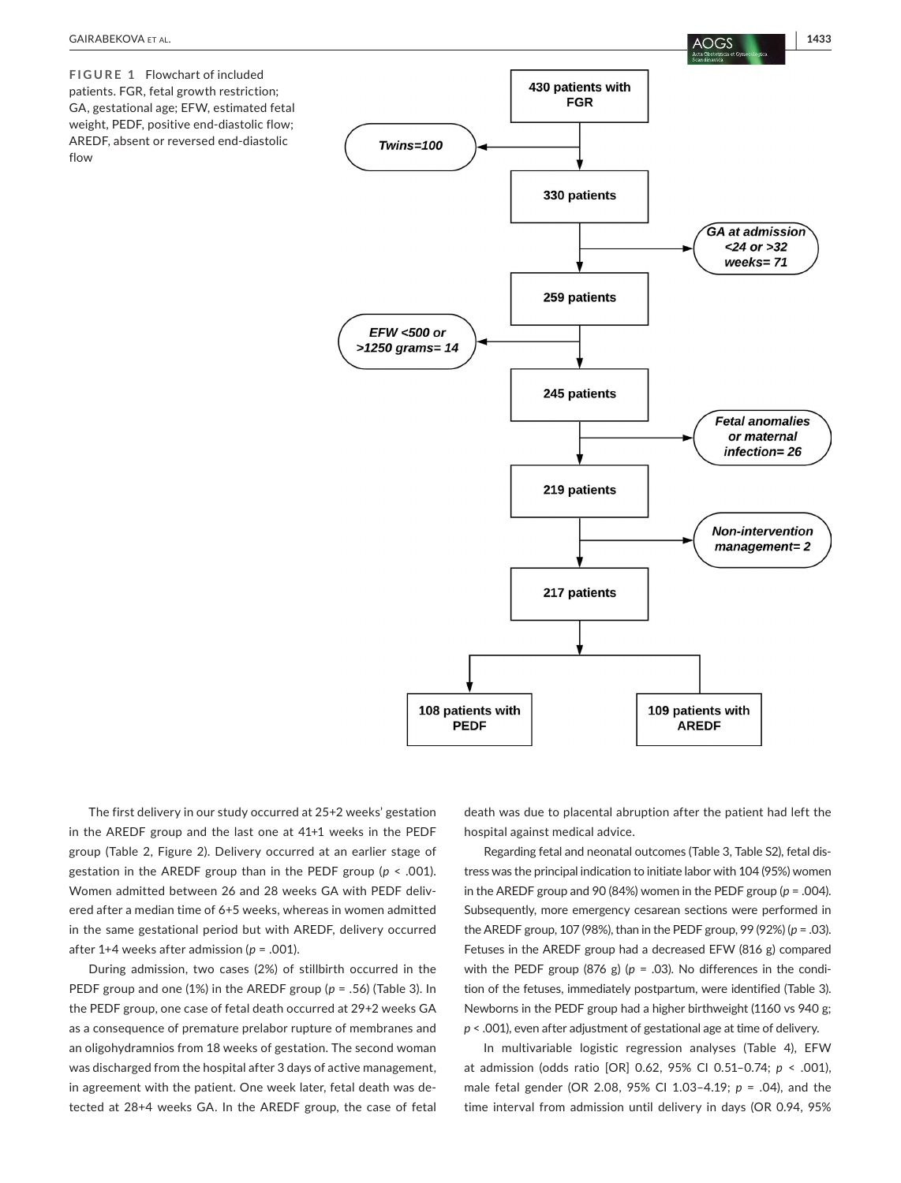**FIGURE 1** Flowchart of included patients. FGR, fetal growth restriction; GA, gestational age; EFW, estimated fetal weight, PEDF, positive end-diastolic flow; AREDF, absent or reversed end-diastolic flow

430 patients with FGR

Twins=100

330 patients

GA at admission <24 or >32 weeks= 71

259 patients

EFW <500 or >1250 grams= 14

245 patients

Fetal anomalies or maternal infection= 26

219 patients

Non-intervention management= 2

217 patients

108 patients with PEDF

109 patients with AREDF

The first delivery in our study occurred at 25+2 weeks' gestation in the AREDF group and the last one at 41+1 weeks in the PEDF group (Table 2, Figure 2). Delivery occurred at an earlier stage of gestation in the AREDF group than in the PEDF group ($p < .001$). Women admitted between 26 and 28 weeks GA with PEDF delivered after a median time of 6+5 weeks, whereas in women admitted in the same gestational period but with AREDF, delivery occurred after 1+4 weeks after admission ($p = .001$).

During admission, two cases (2%) of stillbirth occurred in the PEDF group and one (1%) in the AREDF group ($p = .56$) (Table 3). In the PEDF group, one case of fetal death occurred at 29+2 weeks GA as a consequence of premature prelabor rupture of membranes and an oligohydramnios from 18 weeks of gestation. The second woman was discharged from the hospital after 3 days of active management, in agreement with the patient. One week later, fetal death was detected at 28+4 weeks GA. In the AREDF group, the case of fetal death was due to placental abruption after the patient had left the hospital against medical advice.

Regarding fetal and neonatal outcomes (Table 3, Table S2), fetal distress was the principal indication to initiate labor with 104 (95%) women in the AREDF group and 90 (84%) women in the PEDF group ($p = .004$). Subsequently, more emergency cesarean sections were performed in the AREDF group, 107 (98%), than in the PEDF group, 99 (92%) ($p = .03$). Fetuses in the AREDF group had a decreased EFW (816 g) compared with the PEDF group (876 g) ($p = .03$). No differences in the condition of the fetuses, immediately postpartum, were identified (Table 3). Newborns in the PEDF group had a higher birthweight (1160 vs 940 g; $p < .001$), even after adjustment of gestational age at time of delivery.

In multivariable logistic regression analyses (Table 4), EFW at admission (odds ratio [OR] 0.62, 95% CI 0.51–0.74; $p < .001$), male fetal gender (OR 2.08, 95% CI 1.03–4.19; $p = .04$), and the time interval from admission until delivery in days (OR 0.94, 95%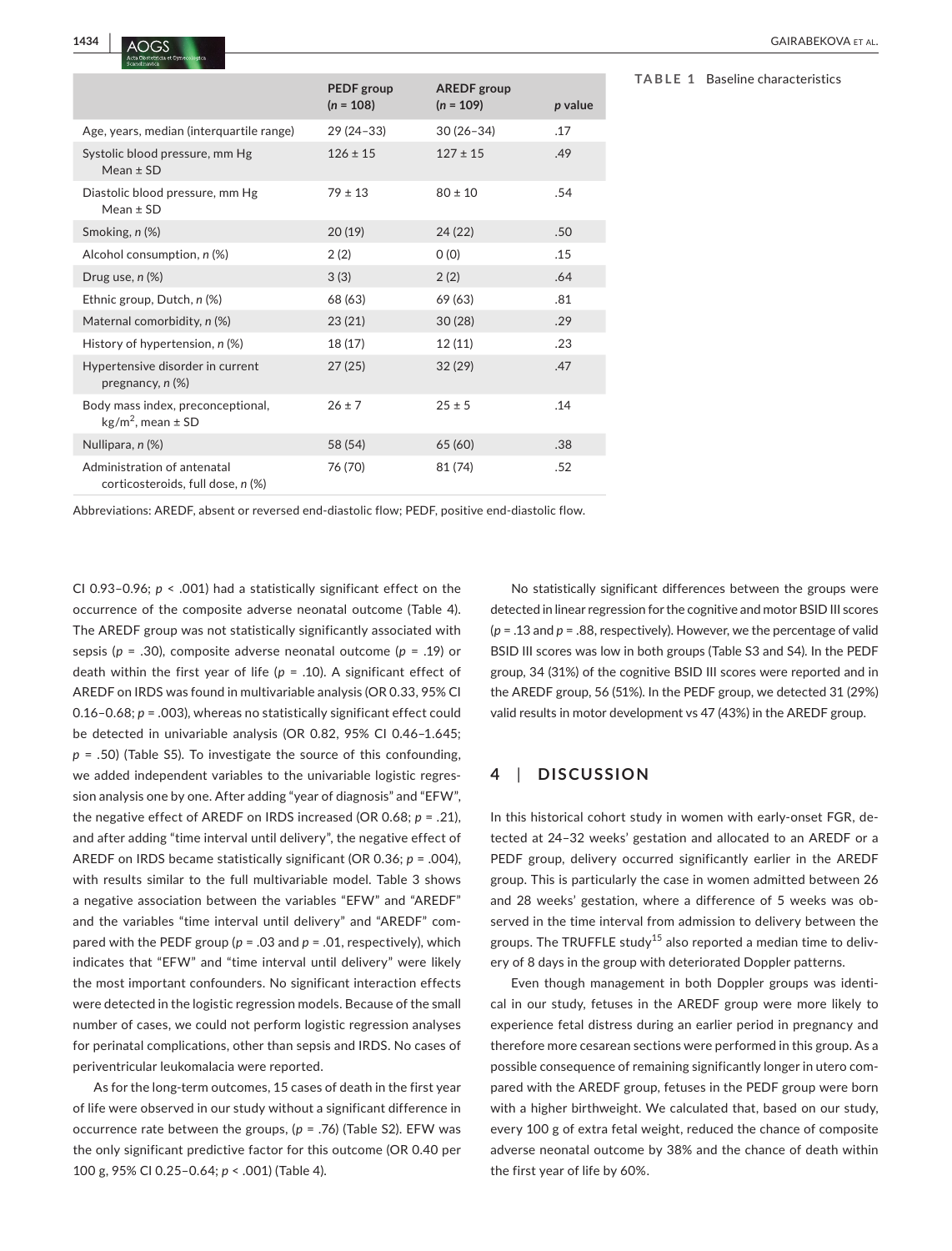**TABLE 1** Baseline characteristics

| | PEDF group (*n* = 108) | AREDF group (*n* = 109) | *p* value |
|---|---|---|---|
| Age, years, median (interquartile range) | 29 (24–33) | 30 (26–34) | .17 |
| Systolic blood pressure, mm Hg Mean ± SD | 126 ± 15 | 127 ± 15 | .49 |
| Diastolic blood pressure, mm Hg Mean ± SD | 79 ± 13 | 80 ± 10 | .54 |
| Smoking, *n* (%) | 20 (19) | 24 (22) | .50 |
| Alcohol consumption, *n* (%) | 2 (2) | 0 (0) | .15 |
| Drug use, *n* (%) | 3 (3) | 2 (2) | .64 |
| Ethnic group, Dutch, *n* (%) | 68 (63) | 69 (63) | .81 |
| Maternal comorbidity, *n* (%) | 23 (21) | 30 (28) | .29 |
| History of hypertension, *n* (%) | 18 (17) | 12 (11) | .23 |
| Hypertensive disorder in current pregnancy, *n* (%) | 27 (25) | 32 (29) | .47 |
| Body mass index, preconceptional, kg/m$^2$, mean ± SD | 26 ± 7 | 25 ± 5 | .14 |
| Nullipara, *n* (%) | 58 (54) | 65 (60) | .38 |
| Administration of antenatal corticosteroids, full dose, *n* (%) | 76 (70) | 81 (74) | .52 |

Abbreviations: AREDF, absent or reversed end-diastolic flow; PEDF, positive end-diastolic flow.

CI 0.93–0.96; $p < .001$) had a statistically significant effect on the occurrence of the composite adverse neonatal outcome (Table 4). The AREDF group was not statistically significantly associated with sepsis ($p = .30$), composite adverse neonatal outcome ($p = .19$) or death within the first year of life ($p = .10$). A significant effect of AREDF on IRDS was found in multivariable analysis (OR 0.33, 95% CI 0.16–0.68; $p = .003$), whereas no statistically significant effect could be detected in univariable analysis (OR 0.82, 95% CI 0.46–1.645; $p = .50$) (Table S5). To investigate the source of this confounding, we added independent variables to the univariable logistic regression analysis one by one. After adding "year of diagnosis" and "EFW", the negative effect of AREDF on IRDS increased (OR 0.68; $p = .21$), and after adding "time interval until delivery", the negative effect of AREDF on IRDS became statistically significant (OR 0.36; $p = .004$), with results similar to the full multivariable model. Table 3 shows a negative association between the variables "EFW" and "AREDF" and the variables "time interval until delivery" and "AREDF" compared with the PEDF group ($p = .03$ and $p = .01$, respectively), which indicates that "EFW" and "time interval until delivery" were likely the most important confounders. No significant interaction effects were detected in the logistic regression models. Because of the small number of cases, we could not perform logistic regression analyses for perinatal complications, other than sepsis and IRDS. No cases of periventricular leukomalacia were reported.

As for the long-term outcomes, 15 cases of death in the first year of life were observed in our study without a significant difference in occurrence rate between the groups, ($p = .76$) (Table S2). EFW was the only significant predictive factor for this outcome (OR 0.40 per 100 g, 95% CI 0.25–0.64; $p < .001$) (Table 4).

No statistically significant differences between the groups were detected in linear regression for the cognitive and motor BSID III scores ($p = .13$ and $p = .88$, respectively). However, we the percentage of valid BSID III scores was low in both groups (Table S3 and S4). In the PEDF group, 34 (31%) of the cognitive BSID III scores were reported and in the AREDF group, 56 (51%). In the PEDF group, we detected 31 (29%) valid results in motor development vs 47 (43%) in the AREDF group.

## 4 | DISCUSSION

In this historical cohort study in women with early-onset FGR, detected at 24–32 weeks' gestation and allocated to an AREDF or a PEDF group, delivery occurred significantly earlier in the AREDF group. This is particularly the case in women admitted between 26 and 28 weeks' gestation, where a difference of 5 weeks was observed in the time interval from admission to delivery between the groups. The TRUFFLE study[15] also reported a median time to delivery of 8 days in the group with deteriorated Doppler patterns.

Even though management in both Doppler groups was identical in our study, fetuses in the AREDF group were more likely to experience fetal distress during an earlier period in pregnancy and therefore more cesarean sections were performed in this group. As a possible consequence of remaining significantly longer in utero compared with the AREDF group, fetuses in the PEDF group were born with a higher birthweight. We calculated that, based on our study, every 100 g of extra fetal weight, reduced the chance of composite adverse neonatal outcome by 38% and the chance of death within the first year of life by 60%.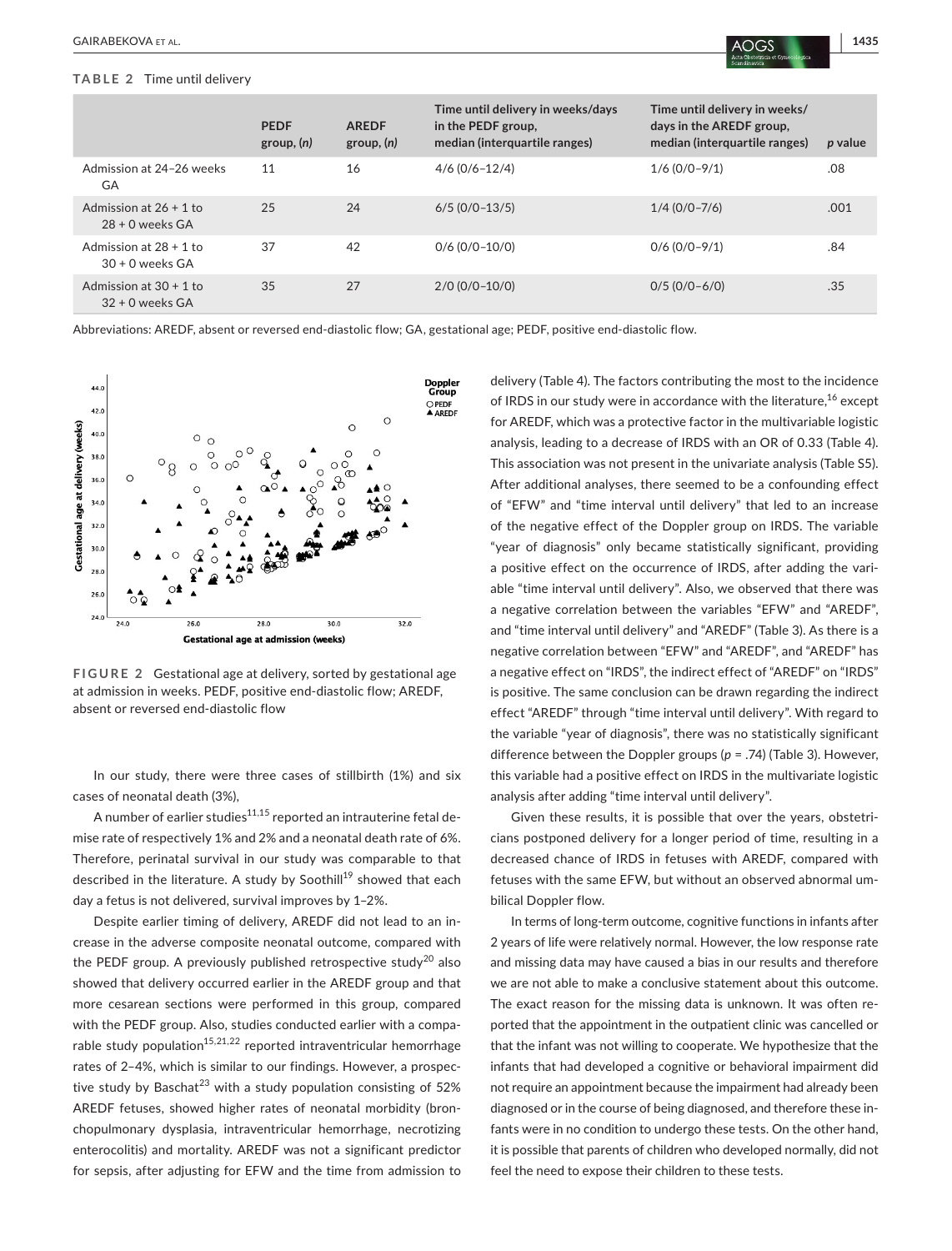**TABLE 2** Time until delivery

| | PEDF group, (*n*) | AREDF group, (*n*) | Time until delivery in weeks/days in the PEDF group, median (interquartile ranges) | Time until delivery in weeks/days in the AREDF group, median (interquartile ranges) | *p* value |
|---|---|---|---|---|---|
| Admission at 24–26 weeks GA | 11 | 16 | 4/6 (0/6–12/4) | 1/6 (0/0–9/1) | .08 |
| Admission at 26 + 1 to 28 + 0 weeks GA | 25 | 24 | 6/5 (0/0–13/5) | 1/4 (0/0–7/6) | .001 |
| Admission at 28 + 1 to 30 + 0 weeks GA | 37 | 42 | 0/6 (0/0–10/0) | 0/6 (0/0–9/1) | .84 |
| Admission at 30 + 1 to 32 + 0 weeks GA | 35 | 27 | 2/0 (0/0–10/0) | 0/5 (0/0–6/0) | .35 |

Abbreviations: AREDF, absent or reversed end-diastolic flow; GA, gestational age; PEDF, positive end-diastolic flow.

**FIGURE 2** Gestational age at delivery, sorted by gestational age at admission in weeks. PEDF, positive end-diastolic flow; AREDF, absent or reversed end-diastolic flow

In our study, there were three cases of stillbirth (1%) and six cases of neonatal death (3%),

A number of earlier studies[11,15] reported an intrauterine fetal demise rate of respectively 1% and 2% and a neonatal death rate of 6%. Therefore, perinatal survival in our study was comparable to that described in the literature. A study by Soothill[19] showed that each day a fetus is not delivered, survival improves by 1–2%.

Despite earlier timing of delivery, AREDF did not lead to an increase in the adverse composite neonatal outcome, compared with the PEDF group. A previously published retrospective study[20] also showed that delivery occurred earlier in the AREDF group and that more cesarean sections were performed in this group, compared with the PEDF group. Also, studies conducted earlier with a comparable study population[15,21,22] reported intraventricular hemorrhage rates of 2–4%, which is similar to our findings. However, a prospective study by Baschat[23] with a study population consisting of 52% AREDF fetuses, showed higher rates of neonatal morbidity (bronchopulmonary dysplasia, intraventricular hemorrhage, necrotizing enterocolitis) and mortality. AREDF was not a significant predictor for sepsis, after adjusting for EFW and the time from admission to delivery (Table 4). The factors contributing the most to the incidence of IRDS in our study were in accordance with the literature,[16] except for AREDF, which was a protective factor in the multivariable logistic analysis, leading to a decrease of IRDS with an OR of 0.33 (Table 4). This association was not present in the univariate analysis (Table S5). After additional analyses, there seemed to be a confounding effect of "EFW" and "time interval until delivery" that led to an increase of the negative effect of the Doppler group on IRDS. The variable "year of diagnosis" only became statistically significant, providing a positive effect on the occurrence of IRDS, after adding the variable "time interval until delivery". Also, we observed that there was a negative correlation between the variables "EFW" and "AREDF", and "time interval until delivery" and "AREDF" (Table 3). As there is a negative correlation between "EFW" and "AREDF", and "AREDF" has a negative effect on "IRDS", the indirect effect of "AREDF" on "IRDS" is positive. The same conclusion can be drawn regarding the indirect effect "AREDF" through "time interval until delivery". With regard to the variable "year of diagnosis", there was no statistically significant difference between the Doppler groups ($p$ = .74) (Table 3). However, this variable had a positive effect on IRDS in the multivariate logistic analysis after adding "time interval until delivery".

Given these results, it is possible that over the years, obstetricians postponed delivery for a longer period of time, resulting in a decreased chance of IRDS in fetuses with AREDF, compared with fetuses with the same EFW, but without an observed abnormal umbilical Doppler flow.

In terms of long-term outcome, cognitive functions in infants after 2 years of life were relatively normal. However, the low response rate and missing data may have caused a bias in our results and therefore we are not able to make a conclusive statement about this outcome. The exact reason for the missing data is unknown. It was often reported that the appointment in the outpatient clinic was cancelled or that the infant was not willing to cooperate. We hypothesize that the infants that had developed a cognitive or behavioral impairment did not require an appointment because the impairment had already been diagnosed or in the course of being diagnosed, and therefore these infants were in no condition to undergo these tests. On the other hand, it is possible that parents of children who developed normally, did not feel the need to expose their children to these tests.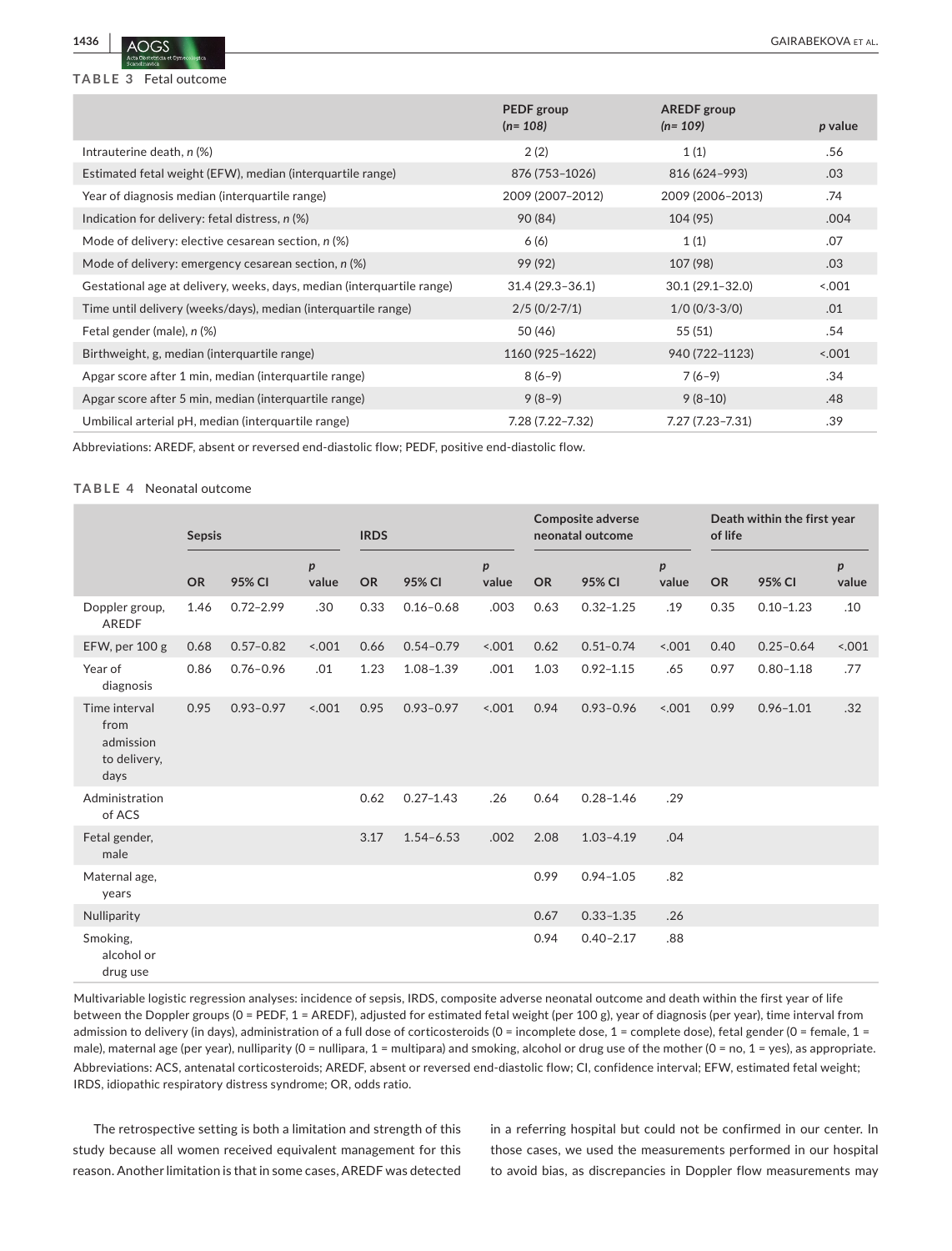**TABLE 3** Fetal outcome

| | PEDF group (*n*= 108) | AREDF group (*n*= 109) | *p* value |
|---|---|---|---|
| Intrauterine death, *n* (%) | 2 (2) | 1 (1) | .56 |
| Estimated fetal weight (EFW), median (interquartile range) | 876 (753–1026) | 816 (624–993) | .03 |
| Year of diagnosis median (interquartile range) | 2009 (2007–2012) | 2009 (2006–2013) | .74 |
| Indication for delivery: fetal distress, *n* (%) | 90 (84) | 104 (95) | .004 |
| Mode of delivery: elective cesarean section, *n* (%) | 6 (6) | 1 (1) | .07 |
| Mode of delivery: emergency cesarean section, *n* (%) | 99 (92) | 107 (98) | .03 |
| Gestational age at delivery, weeks, days, median (interquartile range) | 31.4 (29.3–36.1) | 30.1 (29.1–32.0) | <.001 |
| Time until delivery (weeks/days), median (interquartile range) | 2/5 (0/2-7/1) | 1/0 (0/3-3/0) | .01 |
| Fetal gender (male), *n* (%) | 50 (46) | 55 (51) | .54 |
| Birthweight, g, median (interquartile range) | 1160 (925–1622) | 940 (722–1123) | <.001 |
| Apgar score after 1 min, median (interquartile range) | 8 (6–9) | 7 (6–9) | .34 |
| Apgar score after 5 min, median (interquartile range) | 9 (8–9) | 9 (8–10) | .48 |
| Umbilical arterial pH, median (interquartile range) | 7.28 (7.22–7.32) | 7.27 (7.23–7.31) | .39 |

Abbreviations: AREDF, absent or reversed end-diastolic flow; PEDF, positive end-diastolic flow.

**TABLE 4** Neonatal outcome

| | Sepsis | | | IRDS | | | Composite adverse neonatal outcome | | | Death within the first year of life | | |
|---|---|---|---|---|---|---|---|---|---|---|---|---|
| | OR | 95% CI | *p* value | OR | 95% CI | *p* value | OR | 95% CI | *p* value | OR | 95% CI | *p* value |
| Doppler group, AREDF | 1.46 | 0.72–2.99 | .30 | 0.33 | 0.16–0.68 | .003 | 0.63 | 0.32–1.25 | .19 | 0.35 | 0.10–1.23 | .10 |
| EFW, per 100 g | 0.68 | 0.57–0.82 | <.001 | 0.66 | 0.54–0.79 | <.001 | 0.62 | 0.51–0.74 | <.001 | 0.40 | 0.25–0.64 | <.001 |
| Year of diagnosis | 0.86 | 0.76–0.96 | .01 | 1.23 | 1.08–1.39 | .001 | 1.03 | 0.92–1.15 | .65 | 0.97 | 0.80–1.18 | .77 |
| Time interval from admission to delivery, days | 0.95 | 0.93–0.97 | <.001 | 0.95 | 0.93–0.97 | <.001 | 0.94 | 0.93–0.96 | <.001 | 0.99 | 0.96–1.01 | .32 |
| Administration of ACS | | | | 0.62 | 0.27–1.43 | .26 | 0.64 | 0.28–1.46 | .29 | | | |
| Fetal gender, male | | | | 3.17 | 1.54–6.53 | .002 | 2.08 | 1.03–4.19 | .04 | | | |
| Maternal age, years | | | | | | | 0.99 | 0.94–1.05 | .82 | | | |
| Nulliparity | | | | | | | 0.67 | 0.33–1.35 | .26 | | | |
| Smoking, alcohol or drug use | | | | | | | 0.94 | 0.40–2.17 | .88 | | | |

Multivariable logistic regression analyses: incidence of sepsis, IRDS, composite adverse neonatal outcome and death within the first year of life between the Doppler groups (0 = PEDF, 1 = AREDF), adjusted for estimated fetal weight (per 100 g), year of diagnosis (per year), time interval from admission to delivery (in days), administration of a full dose of corticosteroids (0 = incomplete dose, 1 = complete dose), fetal gender (0 = female, 1 = male), maternal age (per year), nulliparity (0 = nullipara, 1 = multipara) and smoking, alcohol or drug use of the mother (0 = no, 1 = yes), as appropriate.

Abbreviations: ACS, antenatal corticosteroids; AREDF, absent or reversed end-diastolic flow; CI, confidence interval; EFW, estimated fetal weight; IRDS, idiopathic respiratory distress syndrome; OR, odds ratio.

The retrospective setting is both a limitation and strength of this study because all women received equivalent management for this reason. Another limitation is that in some cases, AREDF was detected in a referring hospital but could not be confirmed in our center. In those cases, we used the measurements performed in our hospital to avoid bias, as discrepancies in Doppler flow measurements may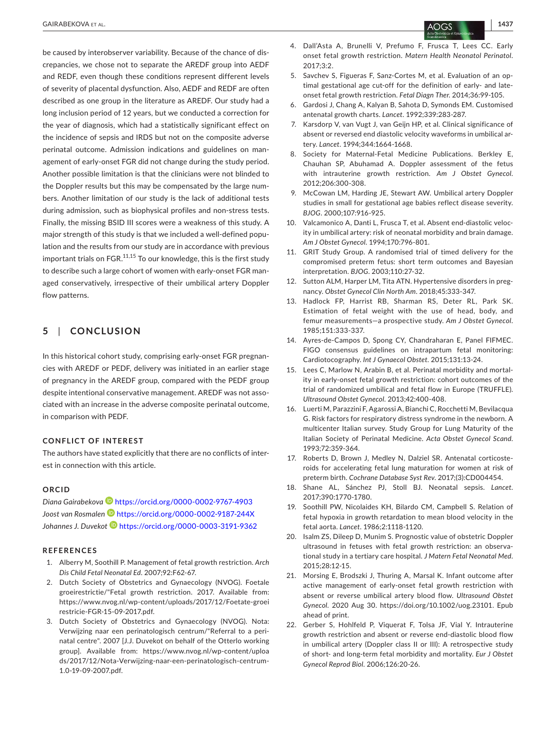be caused by interobserver variability. Because of the chance of discrepancies, we chose not to separate the AREDF group into AEDF and REDF, even though these conditions represent different levels of severity of placental dysfunction. Also, AEDF and REDF are often described as one group in the literature as AREDF. Our study had a long inclusion period of 12 years, but we conducted a correction for the year of diagnosis, which had a statistically significant effect on the incidence of sepsis and IRDS but not on the composite adverse perinatal outcome. Admission indications and guidelines on management of early-onset FGR did not change during the study period. Another possible limitation is that the clinicians were not blinded to the Doppler results but this may be compensated by the large numbers. Another limitation of our study is the lack of additional tests during admission, such as biophysical profiles and non-stress tests. Finally, the missing BSID III scores were a weakness of this study. A major strength of this study is that we included a well-defined population and the results from our study are in accordance with previous important trials on FGR.[11,15] To our knowledge, this is the first study to describe such a large cohort of women with early-onset FGR managed conservatively, irrespective of their umbilical artery Doppler flow patterns.

## 5 | CONCLUSION

In this historical cohort study, comprising early-onset FGR pregnancies with AREDF or PEDF, delivery was initiated in an earlier stage of pregnancy in the AREDF group, compared with the PEDF group despite intentional conservative management. AREDF was not associated with an increase in the adverse composite perinatal outcome, in comparison with PEDF.

### CONFLICT OF INTEREST

The authors have stated explicitly that there are no conflicts of interest in connection with this article.

### ORCID

*Diana Gairabekova* https://orcid.org/0000-0002-9767-4903
*Joost van Rosmalen* https://orcid.org/0000-0002-9187-244X
*Johannes J. Duvekot* https://orcid.org/0000-0003-3191-9362

### REFERENCES

1. Alberry M, Soothill P. Management of fetal growth restriction. *Arch Dis Child Fetal Neonatal Ed*. 2007;92:F62-67.
2. Dutch Society of Obstetrics and Gynaecology (NVOG). Foetale groeirestrictie/"Fetal growth restriction. 2017. Available from: https://www.nvog.nl/wp-content/uploads/2017/12/Foetale-groeirestricie-FGR-15-09-2017.pdf.
3. Dutch Society of Obstetrics and Gynaecology (NVOG). Nota: Verwijzing naar een perinatologisch centrum/"Referral to a perinatal centre". 2007 [J.J. Duvekot on behalf of the Otterlo working group]. Available from: https://www.nvog.nl/wp-content/uploads/2017/12/Nota-Verwijzing-naar-een-perinatologisch-centrum-1.0-19-09-2007.pdf.
4. Dall'Asta A, Brunelli V, Prefumo F, Frusca T, Lees CC. Early onset fetal growth restriction. *Matern Health Neonatol Perinatol*. 2017;3:2.
5. Savchev S, Figueras F, Sanz-Cortes M, et al. Evaluation of an optimal gestational age cut-off for the definition of early- and late-onset fetal growth restriction. *Fetal Diagn Ther*. 2014;36:99-105.
6. Gardosi J, Chang A, Kalyan B, Sahota D, Symonds EM. Customised antenatal growth charts. *Lancet*. 1992;339:283-287.
7. Karsdorp V, van Vugt J, van Geijn HP, et al. Clinical significance of absent or reversed end diastolic velocity waveforms in umbilical artery. *Lancet*. 1994;344:1664-1668.
8. Society for Maternal-Fetal Medicine Publications. Berkley E, Chauhan SP, Abuhamad A. Doppler assessment of the fetus with intrauterine growth restriction. *Am J Obstet Gynecol*. 2012;206:300-308.
9. McCowan LM, Harding JE, Stewart AW. Umbilical artery Doppler studies in small for gestational age babies reflect disease severity. *BJOG*. 2000;107:916-925.
10. Valcamonico A, Danti L, Frusca T, et al. Absent end-diastolic velocity in umbilical artery: risk of neonatal morbidity and brain damage. *Am J Obstet Gynecol*. 1994;170:796-801.
11. GRIT Study Group. A randomised trial of timed delivery for the compromised preterm fetus: short term outcomes and Bayesian interpretation. *BJOG*. 2003;110:27-32.
12. Sutton ALM, Harper LM, Tita ATN. Hypertensive disorders in pregnancy. *Obstet Gynecol Clin North Am*. 2018;45:333-347.
13. Hadlock FP, Harrist RB, Sharman RS, Deter RL, Park SK. Estimation of fetal weight with the use of head, body, and femur measurements—a prospective study. *Am J Obstet Gynecol*. 1985;151:333-337.
14. Ayres-de-Campos D, Spong CY, Chandraharan E, Panel FIFMEC. FIGO consensus guidelines on intrapartum fetal monitoring: Cardiotocography. *Int J Gynaecol Obstet*. 2015;131:13-24.
15. Lees C, Marlow N, Arabin B, et al. Perinatal morbidity and mortality in early-onset fetal growth restriction: cohort outcomes of the trial of randomized umbilical and fetal flow in Europe (TRUFFLE). *Ultrasound Obstet Gynecol*. 2013;42:400-408.
16. Luerti M, Parazzini F, Agarossi A, Bianchi C, Rocchetti M, Bevilacqua G. Risk factors for respiratory distress syndrome in the newborn. A multicenter Italian survey. Study Group for Lung Maturity of the Italian Society of Perinatal Medicine. *Acta Obstet Gynecol Scand*. 1993;72:359-364.
17. Roberts D, Brown J, Medley N, Dalziel SR. Antenatal corticosteroids for accelerating fetal lung maturation for women at risk of preterm birth. *Cochrane Database Syst Rev*. 2017;(3):CD004454.
18. Shane AL, Sánchez PJ, Stoll BJ. Neonatal sepsis. *Lancet*. 2017;390:1770-1780.
19. Soothill PW, Nicolaides KH, Bilardo CM, Campbell S. Relation of fetal hypoxia in growth retardation to mean blood velocity in the fetal aorta. *Lancet*. 1986;2:1118-1120.
20. Isalm ZS, Dileep D, Munim S. Prognostic value of obstetric Doppler ultrasound in fetuses with fetal growth restriction: an observational study in a tertiary care hospital. *J Matern Fetal Neonatal Med*. 2015;28:12-15.
21. Morsing E, Brodszki J, Thuring A, Marsal K. Infant outcome after active management of early-onset fetal growth restriction with absent or reverse umbilical artery blood flow. *Ultrasound Obstet Gynecol*. 2020 Aug 30. https://doi.org/10.1002/uog.23101. Epub ahead of print.
22. Gerber S, Hohlfeld P, Viquerat F, Tolsa JF, Vial Y. Intrauterine growth restriction and absent or reverse end-diastolic blood flow in umbilical artery (Doppler class II or III): A retrospective study of short- and long-term fetal morbidity and mortality. *Eur J Obstet Gynecol Reprod Biol*. 2006;126:20-26.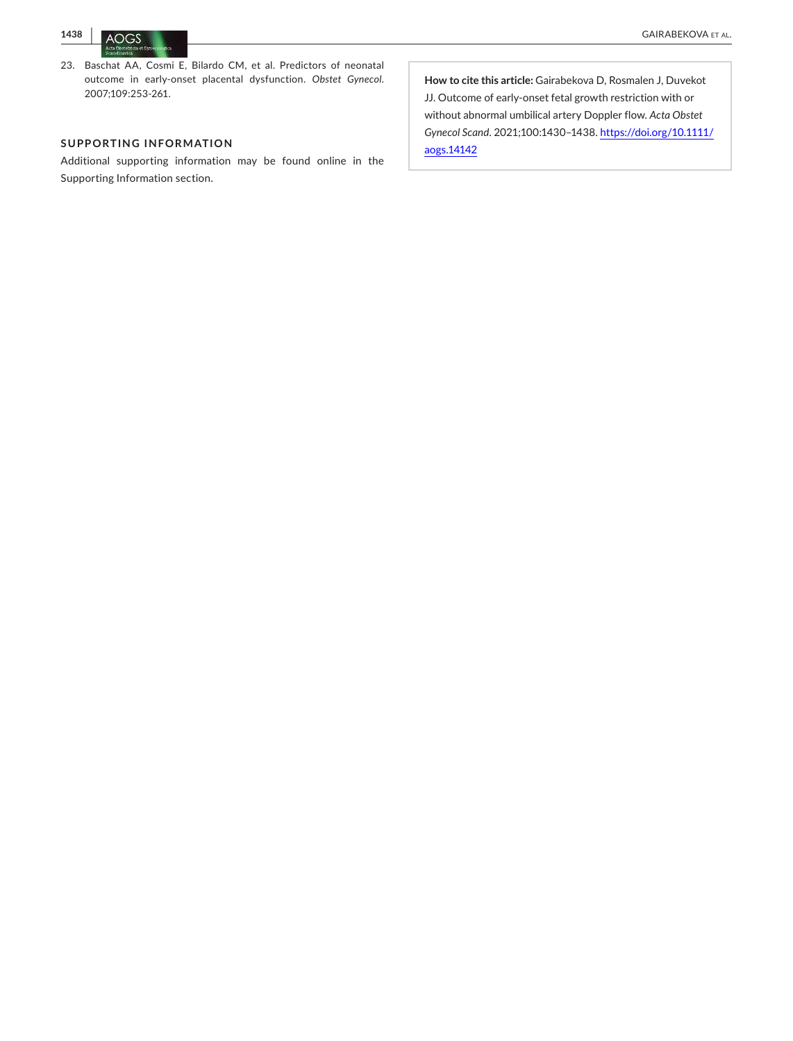23. Baschat AA, Cosmi E, Bilardo CM, et al. Predictors of neonatal outcome in early-onset placental dysfunction. *Obstet Gynecol*. 2007;109:253-261.

## SUPPORTING INFORMATION

Additional supporting information may be found online in the Supporting Information section.

**How to cite this article:** Gairabekova D, Rosmalen J, Duvekot JJ. Outcome of early-onset fetal growth restriction with or without abnormal umbilical artery Doppler flow. *Acta Obstet Gynecol Scand*. 2021;100:1430–1438. https://doi.org/10.1111/aogs.14142